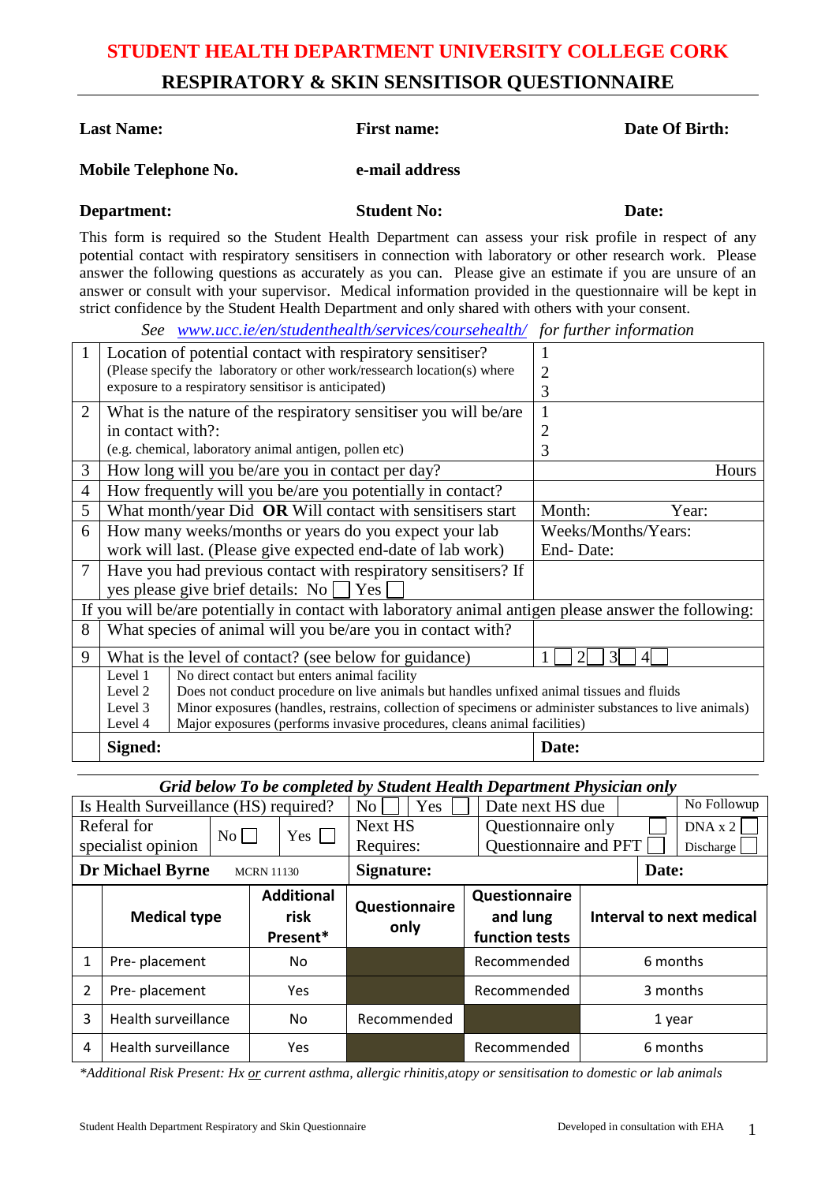# STUDENT HEALTH DEPARTMENT UNIVERSITY COLLEGE CORK

## RESPIRATORY & SKIN SENSITISOR QUESTIONNAIRE

**Last Name:** | **First name:** | **Date Of Birth:**

**Mobile Telephone No.** | **e-mail address**

**Department:** | **Student No:** | **Date:**

This form is required so the Student Health Department can assess your risk profile in respect of any potential contact with respiratory sensitisers in connection with laboratory or other research work. Please answer the following questions as accurately as you can. Please give an estimate if you are unsure of an answer or consult with your supervisor. Medical information provided in the questionnaire will be kept in strict confidence by the Student Health Department and only shared with others with your consent.

*See www.ucc.ie/en/studenthealth/services/coursehealth/ for further information*

| | | |
|---|---|---|
| 1 | Location of potential contact with respiratory sensitiser? (Please specify the laboratory or other work/research location(s) where exposure to a respiratory sensitiser is anticipated) | 1<br>2<br>3 |
| 2 | What is the nature of the respiratory sensitiser you will be/are in contact with?: (e.g. chemical, laboratory animal antigen, pollen etc) | 1<br>2<br>3 |
| 3 | How long will you be/are you in contact per day? | Hours |
| 4 | How frequently will you be/are you potentially in contact? | |
| 5 | What month/year Did **OR** Will contact with sensitisers start | Month: Year: |
| 6 | How many weeks/months or years do you expect your lab work will last. (Please give expected end-date of lab work) | Weeks/Months/Years:<br>End- Date: |
| 7 | Have you had previous contact with respiratory sensitisers? If yes please give brief details: No ☐ Yes ☐ | |
| | If you will be/are potentially in contact with laboratory animal antigen please answer the following: | |
| 8 | What species of animal will you be/are you in contact with? | |
| 9 | What is the level of contact? (see below for guidance) | 1 ☐ 2 ☐ 3 ☐ 4 ☐ |
| | Level 1 – No direct contact but enters animal facility<br>Level 2 – Does not conduct procedure on live animals but handles unfixed animal tissues and fluids<br>Level 3 – Minor exposures (handles, restrains, collection of specimens or administer substances to live animals)<br>Level 4 – Major exposures (performs invasive procedures, cleans animal facilities) | |
| | **Signed:** | **Date:** |

*Grid below To be completed by Student Health Department Physician only*

| | | | | | |
|---|---|---|---|---|---|
| Is Health Surveillance (HS) required? | No ☐ Yes ☐ | Date next HS due | | | No Followup |
| Referal for specialist opinion | No ☐ Yes ☐ | Next HS Requires: | Questionnaire only ☐<br>Questionnaire and PFT ☐ | | DNA x 2 ☐<br>Discharge ☐ |
| **Dr Michael Byrne** MCRN 11130 | | **Signature:** | | **Date:** | |

| | Medical type | Additional risk Present* | Questionnaire only | Questionnaire and lung function tests | Interval to next medical |
|---|---|---|---|---|---|
| 1 | Pre- placement | No | | Recommended | 6 months |
| 2 | Pre- placement | Yes | | Recommended | 3 months |
| 3 | Health surveillance | No | Recommended | | 1 year |
| 4 | Health surveillance | Yes | | Recommended | 6 months |

*\*Additional Risk Present: Hx or current asthma, allergic rhinitis,atopy or sensitisation to domestic or lab animals*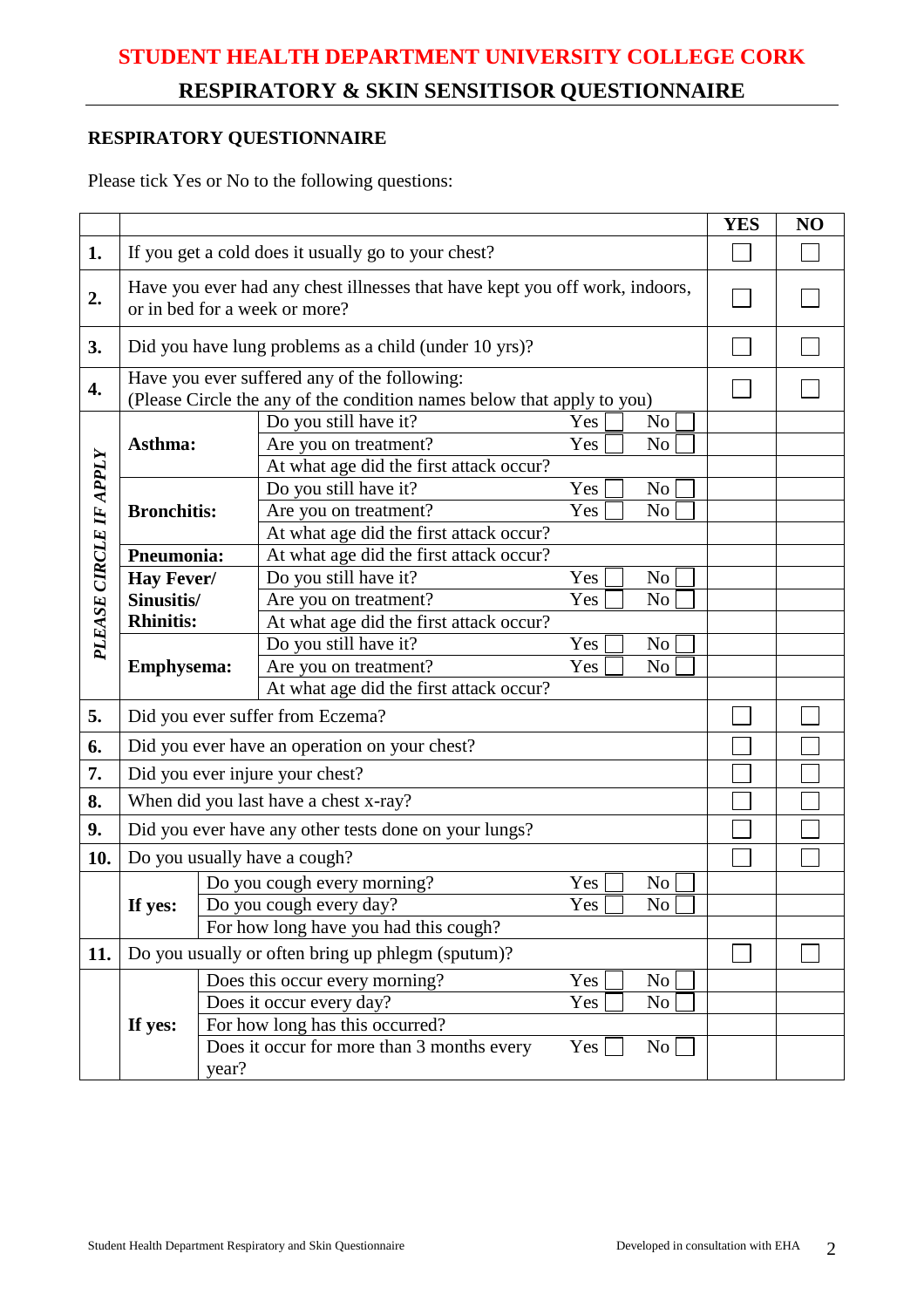# STUDENT HEALTH DEPARTMENT UNIVERSITY COLLEGE CORK

## RESPIRATORY & SKIN SENSITISOR QUESTIONNAIRE

### RESPIRATORY QUESTIONNAIRE

Please tick Yes or No to the following questions:

| | | | YES | NO |
|---|---|---|---|---|
| **1.** | If you get a cold does it usually go to your chest? | | ☐ | ☐ |
| **2.** | Have you ever had any chest illnesses that have kept you off work, indoors, or in bed for a week or more? | | ☐ | ☐ |
| **3.** | Did you have lung problems as a child (under 10 yrs)? | | ☐ | ☐ |
| **4.** | Have you ever suffered any of the following: (Please Circle the any of the condition names below that apply to you) | | ☐ | ☐ |
| *PLEASE CIRCLE IF APPLY* | **Asthma:** | Do you still have it? Yes ☐ No ☐ | | |
| | | Are you on treatment? Yes ☐ No ☐ | | |
| | | At what age did the first attack occur? | | |
| | **Bronchitis:** | Do you still have it? Yes ☐ No ☐ | | |
| | | Are you on treatment? Yes ☐ No ☐ | | |
| | | At what age did the first attack occur? | | |
| | **Pneumonia:** | At what age did the first attack occur? | | |
| | **Hay Fever/ Sinusitis/ Rhinitis:** | Do you still have it? Yes ☐ No ☐ | | |
| | | Are you on treatment? Yes ☐ No ☐ | | |
| | | At what age did the first attack occur? | | |
| | **Emphysema:** | Do you still have it? Yes ☐ No ☐ | | |
| | | Are you on treatment? Yes ☐ No ☐ | | |
| | | At what age did the first attack occur? | | |
| **5.** | Did you ever suffer from Eczema? | | ☐ | ☐ |
| **6.** | Did you ever have an operation on your chest? | | ☐ | ☐ |
| **7.** | Did you ever injure your chest? | | ☐ | ☐ |
| **8.** | When did you last have a chest x-ray? | | ☐ | ☐ |
| **9.** | Did you ever have any other tests done on your lungs? | | ☐ | ☐ |
| **10.** | Do you usually have a cough? | | ☐ | ☐ |
| | **If yes:** | Do you cough every morning? Yes ☐ No ☐ | | |
| | | Do you cough every day? Yes ☐ No ☐ | | |
| | | For how long have you had this cough? | | |
| **11.** | Do you usually or often bring up phlegm (sputum)? | | ☐ | ☐ |
| | **If yes:** | Does this occur every morning? Yes ☐ No ☐ | | |
| | | Does it occur every day? Yes ☐ No ☐ | | |
| | | For how long has this occurred? | | |
| | | Does it occur for more than 3 months every year? Yes ☐ No ☐ | | |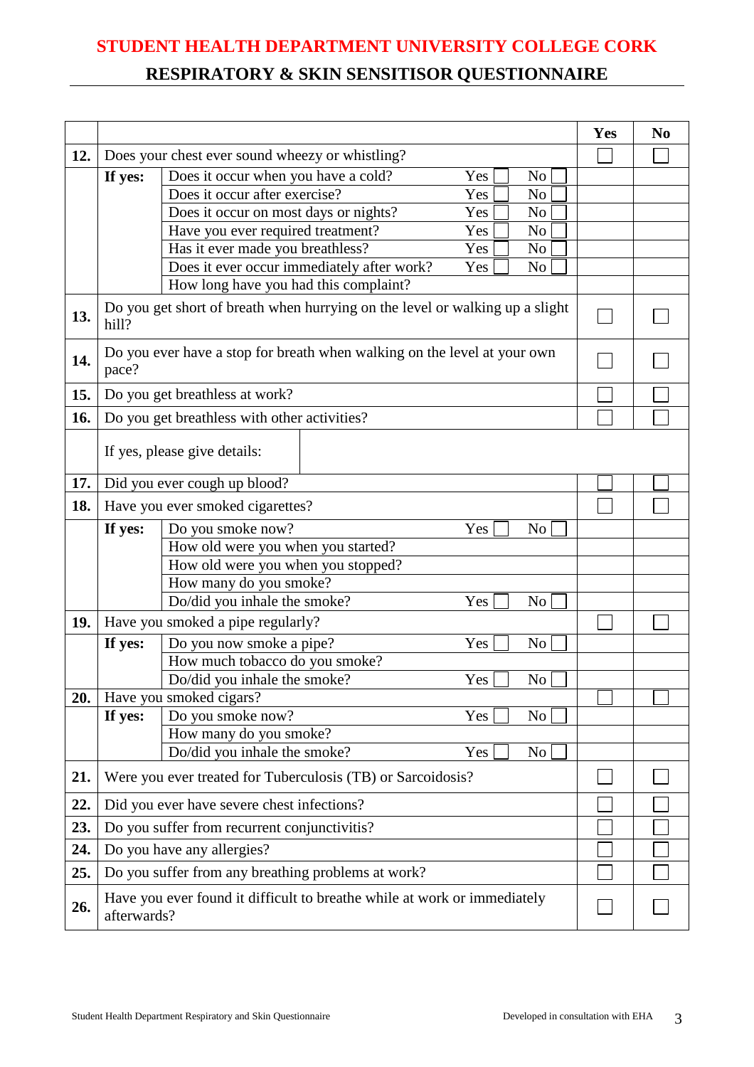# STUDENT HEALTH DEPARTMENT UNIVERSITY COLLEGE CORK

## RESPIRATORY & SKIN SENSITISOR QUESTIONNAIRE

| | | | | Yes | No |
|---|---|---|---|---|---|
| **12.** | Does your chest ever sound wheezy or whistling? | | | ☐ | ☐ |
| | **If yes:** | Does it occur when you have a cold? | Yes ☐ No ☐ | | |
| | | Does it occur after exercise? | Yes ☐ No ☐ | | |
| | | Does it occur on most days or nights? | Yes ☐ No ☐ | | |
| | | Have you ever required treatment? | Yes ☐ No ☐ | | |
| | | Has it ever made you breathless? | Yes ☐ No ☐ | | |
| | | Does it ever occur immediately after work? | Yes ☐ No ☐ | | |
| | | How long have you had this complaint? | | | |
| **13.** | Do you get short of breath when hurrying on the level or walking up a slight hill? | | | ☐ | ☐ |
| **14.** | Do you ever have a stop for breath when walking on the level at your own pace? | | | ☐ | ☐ |
| **15.** | Do you get breathless at work? | | | ☐ | ☐ |
| **16.** | Do you get breathless with other activities? | | | ☐ | ☐ |
| | If yes, please give details: | | | | |
| **17.** | Did you ever cough up blood? | | | ☐ | ☐ |
| **18.** | Have you ever smoked cigarettes? | | | ☐ | ☐ |
| | **If yes:** | Do you smoke now? | Yes ☐ No ☐ | | |
| | | How old were you when you started? | | | |
| | | How old were you when you stopped? | | | |
| | | How many do you smoke? | | | |
| | | Do/did you inhale the smoke? | Yes ☐ No ☐ | | |
| **19.** | Have you smoked a pipe regularly? | | | ☐ | ☐ |
| | **If yes:** | Do you now smoke a pipe? | Yes ☐ No ☐ | | |
| | | How much tobacco do you smoke? | | | |
| | | Do/did you inhale the smoke? | Yes ☐ No ☐ | | |
| **20.** | Have you smoked cigars? | | | ☐ | ☐ |
| | **If yes:** | Do you smoke now? | Yes ☐ No ☐ | | |
| | | How many do you smoke? | | | |
| | | Do/did you inhale the smoke? | Yes ☐ No ☐ | | |
| **21.** | Were you ever treated for Tuberculosis (TB) or Sarcoidosis? | | | ☐ | ☐ |
| **22.** | Did you ever have severe chest infections? | | | ☐ | ☐ |
| **23.** | Do you suffer from recurrent conjunctivitis? | | | ☐ | ☐ |
| **24.** | Do you have any allergies? | | | ☐ | ☐ |
| **25.** | Do you suffer from any breathing problems at work? | | | ☐ | ☐ |
| **26.** | Have you ever found it difficult to breathe while at work or immediately afterwards? | | | ☐ | ☐ |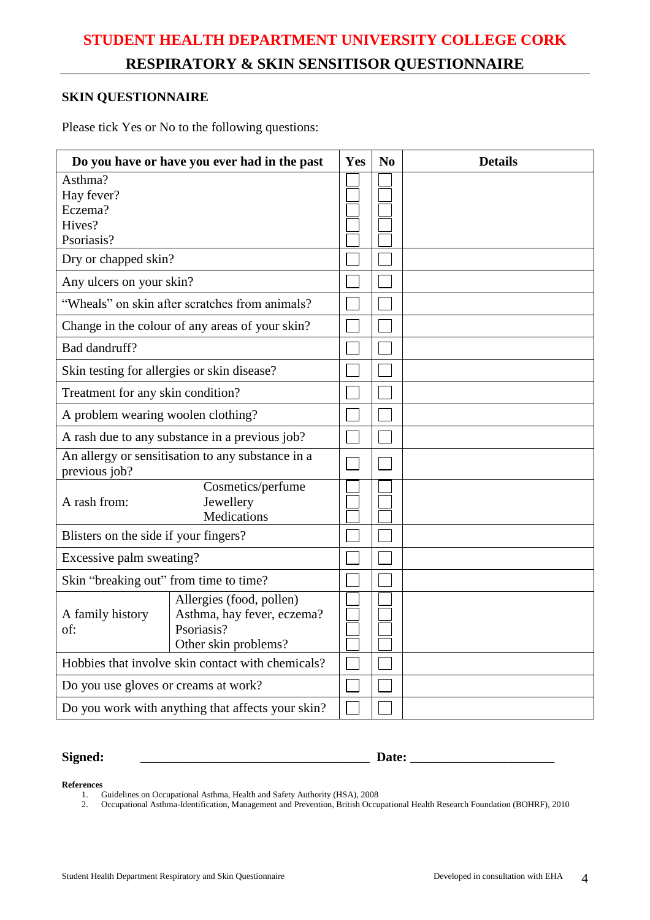# STUDENT HEALTH DEPARTMENT UNIVERSITY COLLEGE CORK

## RESPIRATORY & SKIN SENSITISOR QUESTIONNAIRE

### SKIN QUESTIONNAIRE

Please tick Yes or No to the following questions:

| Do you have or have you ever had in the past | | Yes | No | Details |
|---|---|---|---|---|
| Asthma? | | ☐ | ☐ | |
| Hay fever? | | ☐ | ☐ | |
| Eczema? | | ☐ | ☐ | |
| Hives? | | ☐ | ☐ | |
| Psoriasis? | | ☐ | ☐ | |
| Dry or chapped skin? | | ☐ | ☐ | |
| Any ulcers on your skin? | | ☐ | ☐ | |
| "Wheals" on skin after scratches from animals? | | ☐ | ☐ | |
| Change in the colour of any areas of your skin? | | ☐ | ☐ | |
| Bad dandruff? | | ☐ | ☐ | |
| Skin testing for allergies or skin disease? | | ☐ | ☐ | |
| Treatment for any skin condition? | | ☐ | ☐ | |
| A problem wearing woolen clothing? | | ☐ | ☐ | |
| A rash due to any substance in a previous job? | | ☐ | ☐ | |
| An allergy or sensitisation to any substance in a previous job? | | ☐ | ☐ | |
| A rash from: | Cosmetics/perfume | ☐ | ☐ | |
| | Jewellery | ☐ | ☐ | |
| | Medications | ☐ | ☐ | |
| Blisters on the side if your fingers? | | ☐ | ☐ | |
| Excessive palm sweating? | | ☐ | ☐ | |
| Skin "breaking out" from time to time? | | ☐ | ☐ | |
| A family history of: | Allergies (food, pollen) | ☐ | ☐ | |
| | Asthma, hay fever, eczema? | ☐ | ☐ | |
| | Psoriasis? | ☐ | ☐ | |
| | Other skin problems? | ☐ | ☐ | |
| Hobbies that involve skin contact with chemicals? | | ☐ | ☐ | |
| Do you use gloves or creams at work? | | ☐ | ☐ | |
| Do you work with anything that affects your skin? | | ☐ | ☐ | |

**Signed:** ___________________________________ **Date:** _____________________

**References**

1. Guidelines on Occupational Asthma, Health and Safety Authority (HSA), 2008
2. Occupational Asthma-Identification, Management and Prevention, British Occupational Health Research Foundation (BOHRF), 2010